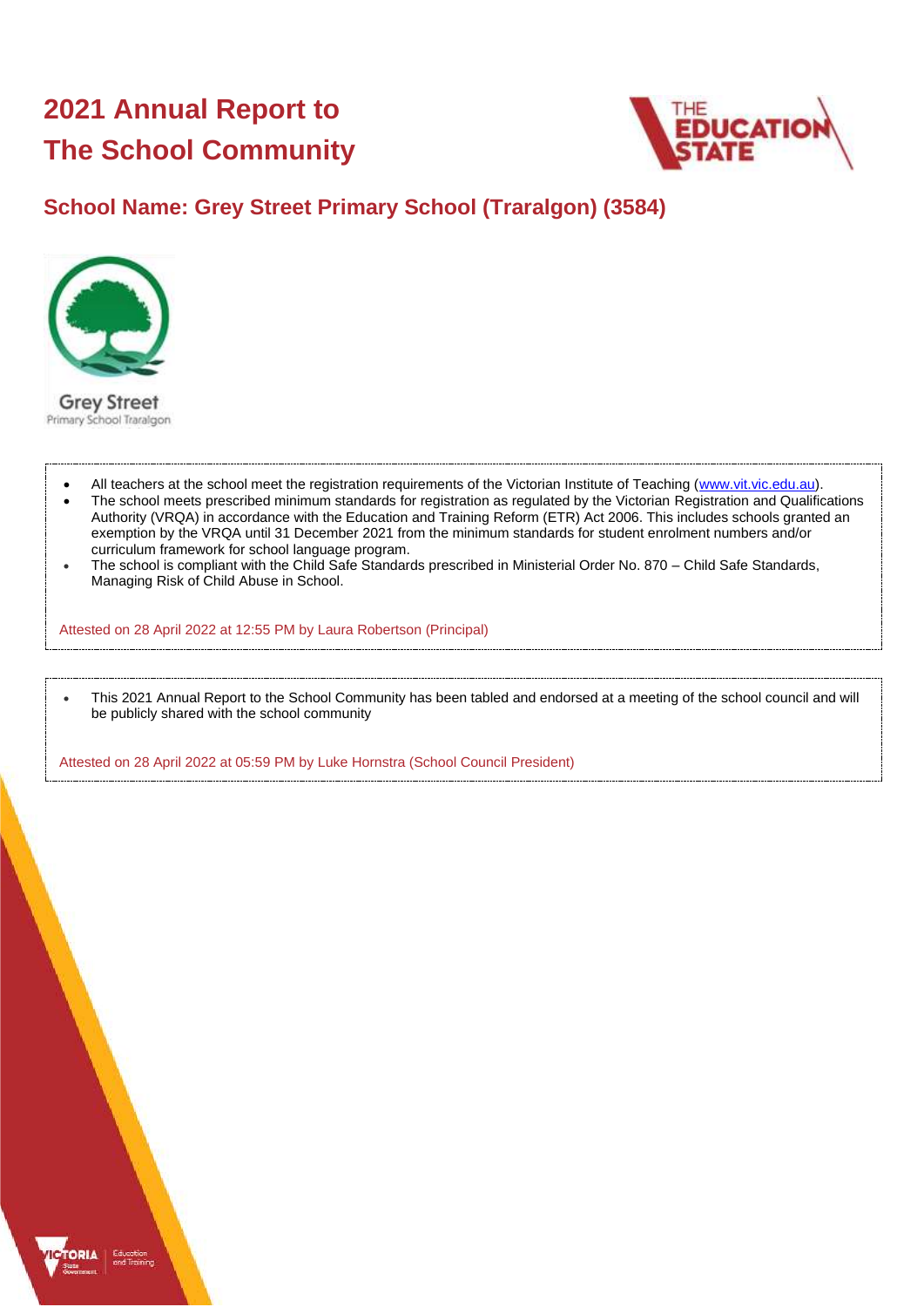# 2021 Annual Report to The School Community

## School Name: Grey Street Primary School (Traralgon) (3584)

- All teachers at the school meet the registration requirements of the Victorian Institute of Teaching (www.vit.vic.edu.au).
- The school meets prescribed minimum standards for registration as regulated by the Victorian Registration and Qualifications Authority (VRQA) in accordance with the Education and Training Reform (ETR) Act 2006. This includes schools granted an exemption by the VRQA until 31 December 2021 from the minimum standards for student enrolment numbers and/or curriculum framework for school language program.
- The school is compliant with the Child Safe Standards prescribed in Ministerial Order No. 870 – Child Safe Standards, Managing Risk of Child Abuse in School.

Attested on 28 April 2022 at 12:55 PM by Laura Robertson (Principal)

- This 2021 Annual Report to the School Community has been tabled and endorsed at a meeting of the school council and will be publicly shared with the school community

Attested on 28 April 2022 at 05:59 PM by Luke Hornstra (School Council President)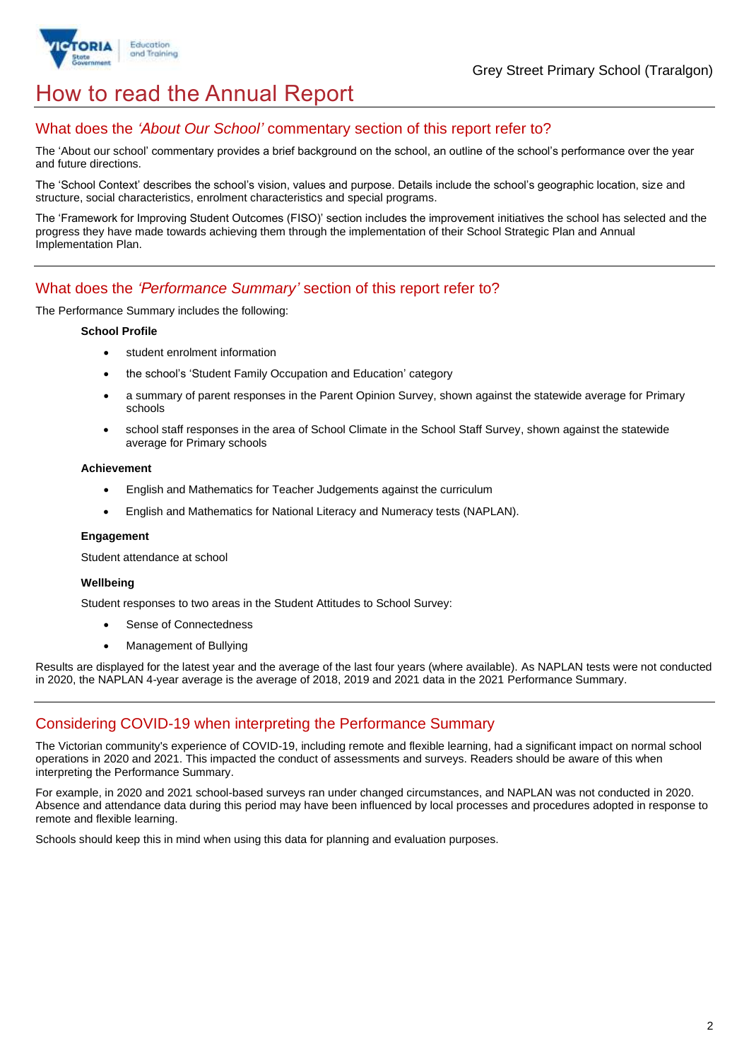# How to read the Annual Report

## What does the *'About Our School'* commentary section of this report refer to?

The 'About our school' commentary provides a brief background on the school, an outline of the school's performance over the year and future directions.

The 'School Context' describes the school's vision, values and purpose. Details include the school's geographic location, size and structure, social characteristics, enrolment characteristics and special programs.

The 'Framework for Improving Student Outcomes (FISO)' section includes the improvement initiatives the school has selected and the progress they have made towards achieving them through the implementation of their School Strategic Plan and Annual Implementation Plan.

## What does the *'Performance Summary'* section of this report refer to?

The Performance Summary includes the following:

**School Profile**

- student enrolment information
- the school's 'Student Family Occupation and Education' category
- a summary of parent responses in the Parent Opinion Survey, shown against the statewide average for Primary schools
- school staff responses in the area of School Climate in the School Staff Survey, shown against the statewide average for Primary schools

**Achievement**

- English and Mathematics for Teacher Judgements against the curriculum
- English and Mathematics for National Literacy and Numeracy tests (NAPLAN).

**Engagement**

Student attendance at school

**Wellbeing**

Student responses to two areas in the Student Attitudes to School Survey:

- Sense of Connectedness
- Management of Bullying

Results are displayed for the latest year and the average of the last four years (where available). As NAPLAN tests were not conducted in 2020, the NAPLAN 4-year average is the average of 2018, 2019 and 2021 data in the 2021 Performance Summary.

## Considering COVID-19 when interpreting the Performance Summary

The Victorian community's experience of COVID-19, including remote and flexible learning, had a significant impact on normal school operations in 2020 and 2021. This impacted the conduct of assessments and surveys. Readers should be aware of this when interpreting the Performance Summary.

For example, in 2020 and 2021 school-based surveys ran under changed circumstances, and NAPLAN was not conducted in 2020. Absence and attendance data during this period may have been influenced by local processes and procedures adopted in response to remote and flexible learning.

Schools should keep this in mind when using this data for planning and evaluation purposes.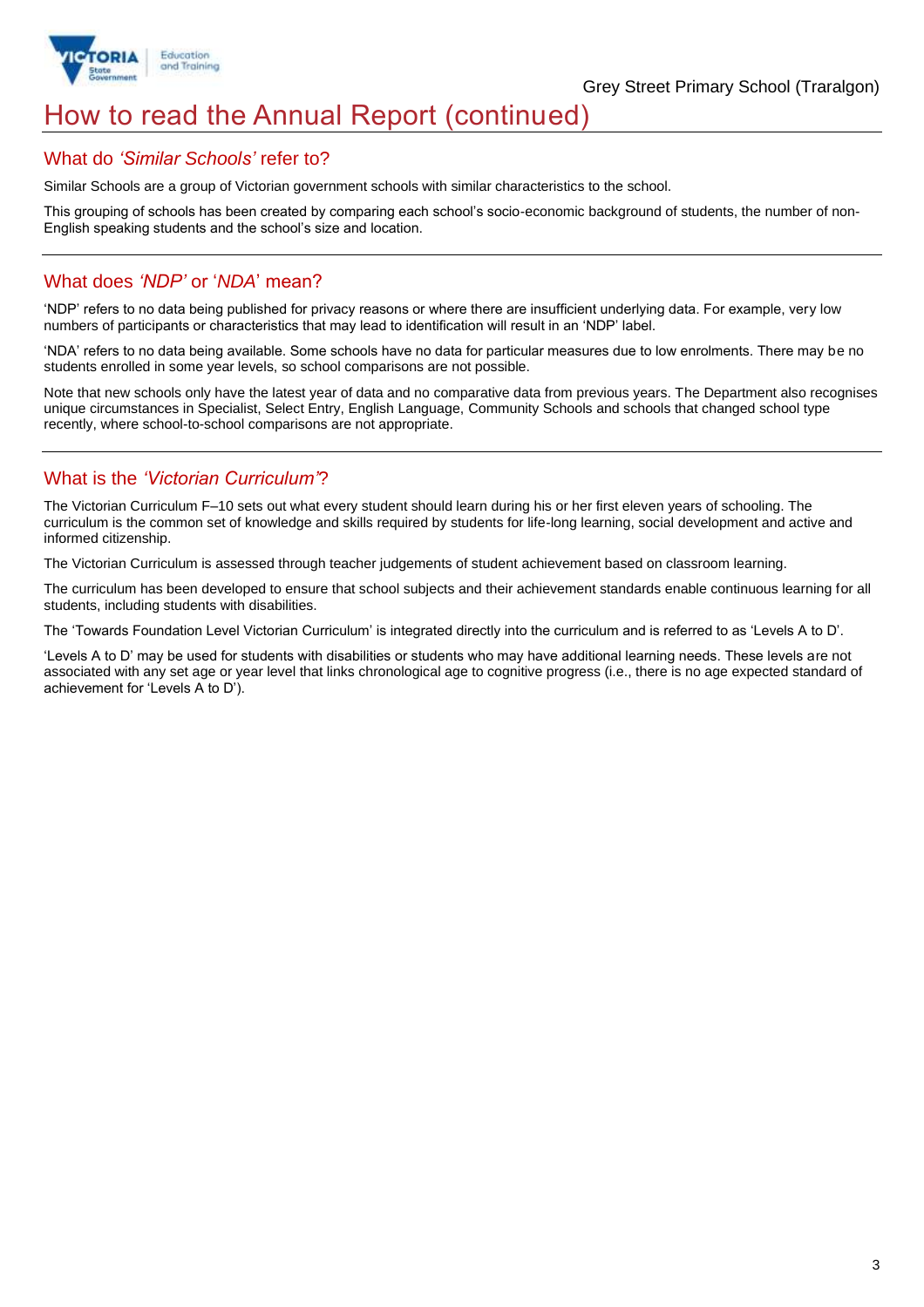# How to read the Annual Report (continued)

## What do *'Similar Schools'* refer to?

Similar Schools are a group of Victorian government schools with similar characteristics to the school.

This grouping of schools has been created by comparing each school's socio-economic background of students, the number of non-English speaking students and the school's size and location.

## What does *'NDP'* or '*NDA*' mean?

'NDP' refers to no data being published for privacy reasons or where there are insufficient underlying data. For example, very low numbers of participants or characteristics that may lead to identification will result in an 'NDP' label.

'NDA' refers to no data being available. Some schools have no data for particular measures due to low enrolments. There may be no students enrolled in some year levels, so school comparisons are not possible.

Note that new schools only have the latest year of data and no comparative data from previous years. The Department also recognises unique circumstances in Specialist, Select Entry, English Language, Community Schools and schools that changed school type recently, where school-to-school comparisons are not appropriate.

## What is the *'Victorian Curriculum'*?

The Victorian Curriculum F–10 sets out what every student should learn during his or her first eleven years of schooling. The curriculum is the common set of knowledge and skills required by students for life-long learning, social development and active and informed citizenship.

The Victorian Curriculum is assessed through teacher judgements of student achievement based on classroom learning.

The curriculum has been developed to ensure that school subjects and their achievement standards enable continuous learning for all students, including students with disabilities.

The 'Towards Foundation Level Victorian Curriculum' is integrated directly into the curriculum and is referred to as 'Levels A to D'.

'Levels A to D' may be used for students with disabilities or students who may have additional learning needs. These levels are not associated with any set age or year level that links chronological age to cognitive progress (i.e., there is no age expected standard of achievement for 'Levels A to D').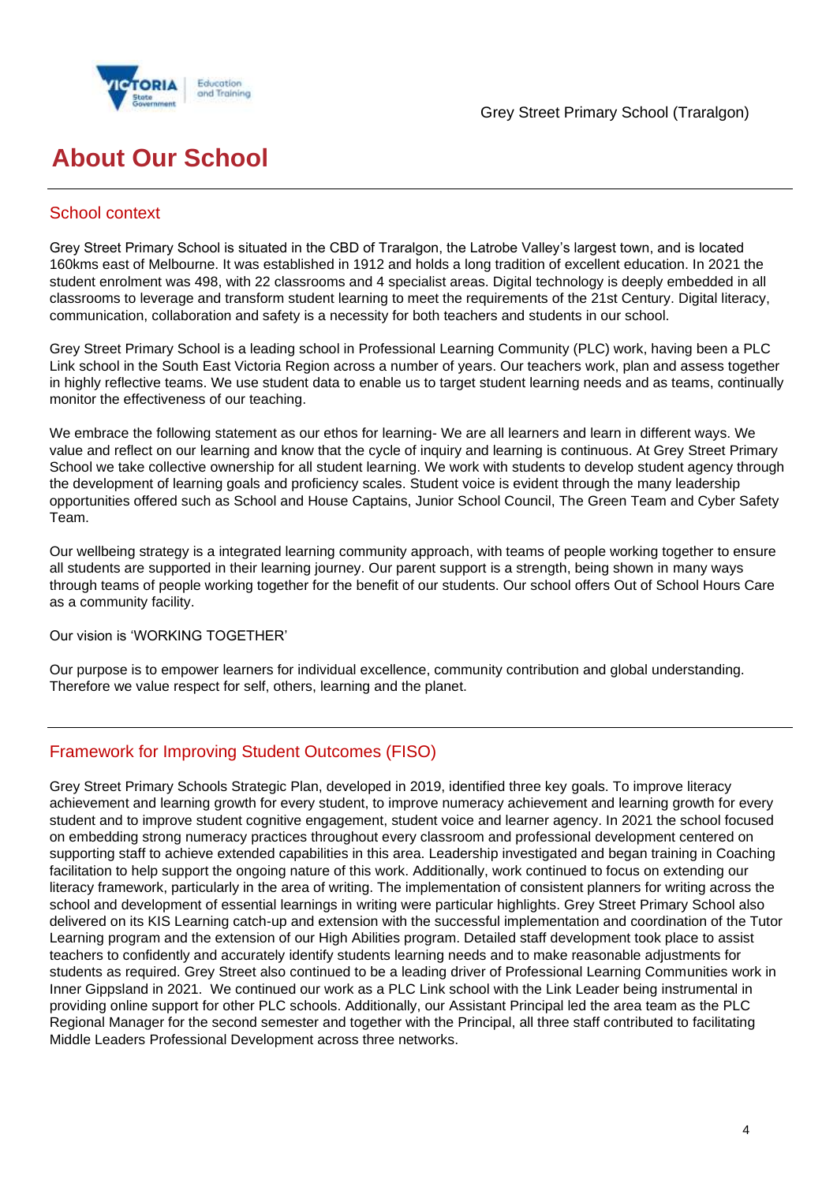# About Our School

## School context

Grey Street Primary School is situated in the CBD of Traralgon, the Latrobe Valley's largest town, and is located 160kms east of Melbourne. It was established in 1912 and holds a long tradition of excellent education. In 2021 the student enrolment was 498, with 22 classrooms and 4 specialist areas. Digital technology is deeply embedded in all classrooms to leverage and transform student learning to meet the requirements of the 21st Century. Digital literacy, communication, collaboration and safety is a necessity for both teachers and students in our school.

Grey Street Primary School is a leading school in Professional Learning Community (PLC) work, having been a PLC Link school in the South East Victoria Region across a number of years. Our teachers work, plan and assess together in highly reflective teams. We use student data to enable us to target student learning needs and as teams, continually monitor the effectiveness of our teaching.

We embrace the following statement as our ethos for learning- We are all learners and learn in different ways. We value and reflect on our learning and know that the cycle of inquiry and learning is continuous. At Grey Street Primary School we take collective ownership for all student learning. We work with students to develop student agency through the development of learning goals and proficiency scales. Student voice is evident through the many leadership opportunities offered such as School and House Captains, Junior School Council, The Green Team and Cyber Safety Team.

Our wellbeing strategy is a integrated learning community approach, with teams of people working together to ensure all students are supported in their learning journey. Our parent support is a strength, being shown in many ways through teams of people working together for the benefit of our students. Our school offers Out of School Hours Care as a community facility.

Our vision is 'WORKING TOGETHER'

Our purpose is to empower learners for individual excellence, community contribution and global understanding. Therefore we value respect for self, others, learning and the planet.

## Framework for Improving Student Outcomes (FISO)

Grey Street Primary Schools Strategic Plan, developed in 2019, identified three key goals. To improve literacy achievement and learning growth for every student, to improve numeracy achievement and learning growth for every student and to improve student cognitive engagement, student voice and learner agency. In 2021 the school focused on embedding strong numeracy practices throughout every classroom and professional development centered on supporting staff to achieve extended capabilities in this area. Leadership investigated and began training in Coaching facilitation to help support the ongoing nature of this work. Additionally, work continued to focus on extending our literacy framework, particularly in the area of writing. The implementation of consistent planners for writing across the school and development of essential learnings in writing were particular highlights. Grey Street Primary School also delivered on its KIS Learning catch-up and extension with the successful implementation and coordination of the Tutor Learning program and the extension of our High Abilities program. Detailed staff development took place to assist teachers to confidently and accurately identify students learning needs and to make reasonable adjustments for students as required. Grey Street also continued to be a leading driver of Professional Learning Communities work in Inner Gippsland in 2021. We continued our work as a PLC Link school with the Link Leader being instrumental in providing online support for other PLC schools. Additionally, our Assistant Principal led the area team as the PLC Regional Manager for the second semester and together with the Principal, all three staff contributed to facilitating Middle Leaders Professional Development across three networks.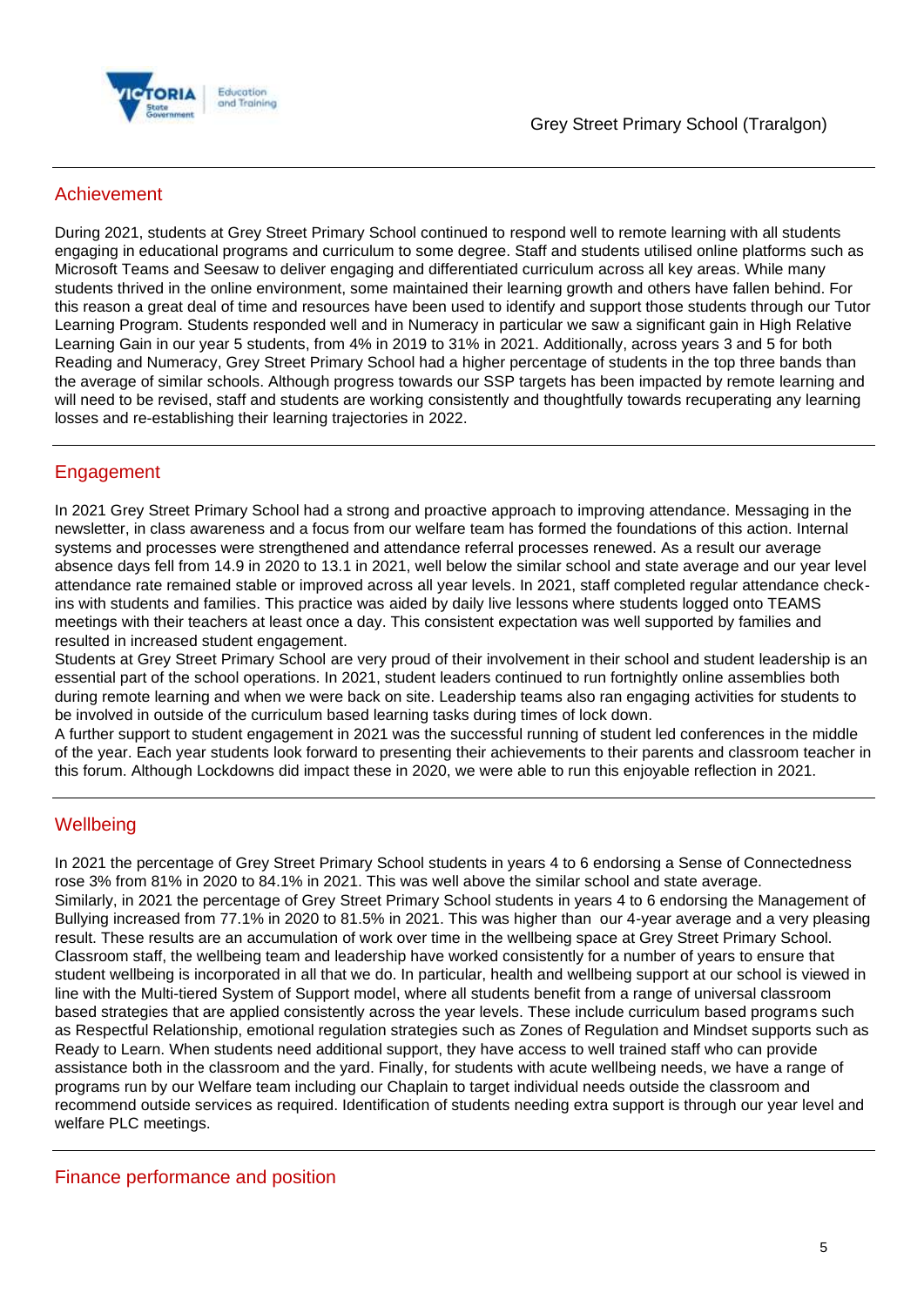## Achievement

During 2021, students at Grey Street Primary School continued to respond well to remote learning with all students engaging in educational programs and curriculum to some degree. Staff and students utilised online platforms such as Microsoft Teams and Seesaw to deliver engaging and differentiated curriculum across all key areas. While many students thrived in the online environment, some maintained their learning growth and others have fallen behind. For this reason a great deal of time and resources have been used to identify and support those students through our Tutor Learning Program. Students responded well and in Numeracy in particular we saw a significant gain in High Relative Learning Gain in our year 5 students, from 4% in 2019 to 31% in 2021. Additionally, across years 3 and 5 for both Reading and Numeracy, Grey Street Primary School had a higher percentage of students in the top three bands than the average of similar schools. Although progress towards our SSP targets has been impacted by remote learning and will need to be revised, staff and students are working consistently and thoughtfully towards recuperating any learning losses and re-establishing their learning trajectories in 2022.

## Engagement

In 2021 Grey Street Primary School had a strong and proactive approach to improving attendance. Messaging in the newsletter, in class awareness and a focus from our welfare team has formed the foundations of this action. Internal systems and processes were strengthened and attendance referral processes renewed. As a result our average absence days fell from 14.9 in 2020 to 13.1 in 2021, well below the similar school and state average and our year level attendance rate remained stable or improved across all year levels. In 2021, staff completed regular attendance check-ins with students and families. This practice was aided by daily live lessons where students logged onto TEAMS meetings with their teachers at least once a day. This consistent expectation was well supported by families and resulted in increased student engagement.

Students at Grey Street Primary School are very proud of their involvement in their school and student leadership is an essential part of the school operations. In 2021, student leaders continued to run fortnightly online assemblies both during remote learning and when we were back on site. Leadership teams also ran engaging activities for students to be involved in outside of the curriculum based learning tasks during times of lock down.

A further support to student engagement in 2021 was the successful running of student led conferences in the middle of the year. Each year students look forward to presenting their achievements to their parents and classroom teacher in this forum. Although Lockdowns did impact these in 2020, we were able to run this enjoyable reflection in 2021.

## Wellbeing

In 2021 the percentage of Grey Street Primary School students in years 4 to 6 endorsing a Sense of Connectedness rose 3% from 81% in 2020 to 84.1% in 2021. This was well above the similar school and state average.

Similarly, in 2021 the percentage of Grey Street Primary School students in years 4 to 6 endorsing the Management of Bullying increased from 77.1% in 2020 to 81.5% in 2021. This was higher than our 4-year average and a very pleasing result. These results are an accumulation of work over time in the wellbeing space at Grey Street Primary School. Classroom staff, the wellbeing team and leadership have worked consistently for a number of years to ensure that student wellbeing is incorporated in all that we do. In particular, health and wellbeing support at our school is viewed in line with the Multi-tiered System of Support model, where all students benefit from a range of universal classroom based strategies that are applied consistently across the year levels. These include curriculum based programs such as Respectful Relationship, emotional regulation strategies such as Zones of Regulation and Mindset supports such as Ready to Learn. When students need additional support, they have access to well trained staff who can provide assistance both in the classroom and the yard. Finally, for students with acute wellbeing needs, we have a range of programs run by our Welfare team including our Chaplain to target individual needs outside the classroom and recommend outside services as required. Identification of students needing extra support is through our year level and welfare PLC meetings.

## Finance performance and position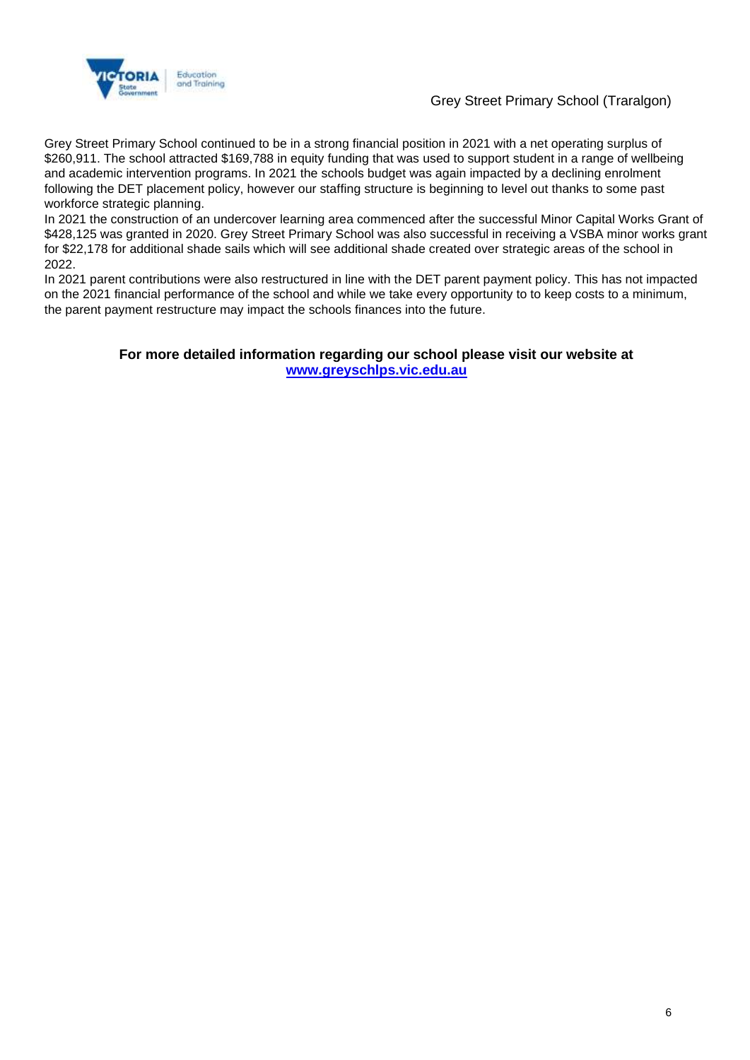Grey Street Primary School continued to be in a strong financial position in 2021 with a net operating surplus of $260,911. The school attracted $169,788 in equity funding that was used to support student in a range of wellbeing and academic intervention programs. In 2021 the schools budget was again impacted by a declining enrolment following the DET placement policy, however our staffing structure is beginning to level out thanks to some past workforce strategic planning.

In 2021 the construction of an undercover learning area commenced after the successful Minor Capital Works Grant of $428,125 was granted in 2020. Grey Street Primary School was also successful in receiving a VSBA minor works grant for $22,178 for additional shade sails which will see additional shade created over strategic areas of the school in 2022.

In 2021 parent contributions were also restructured in line with the DET parent payment policy. This has not impacted on the 2021 financial performance of the school and while we take every opportunity to to keep costs to a minimum, the parent payment restructure may impact the schools finances into the future.

**For more detailed information regarding our school please visit our website at [www.greyschlps.vic.edu.au](http://www.greyschlps.vic.edu.au)**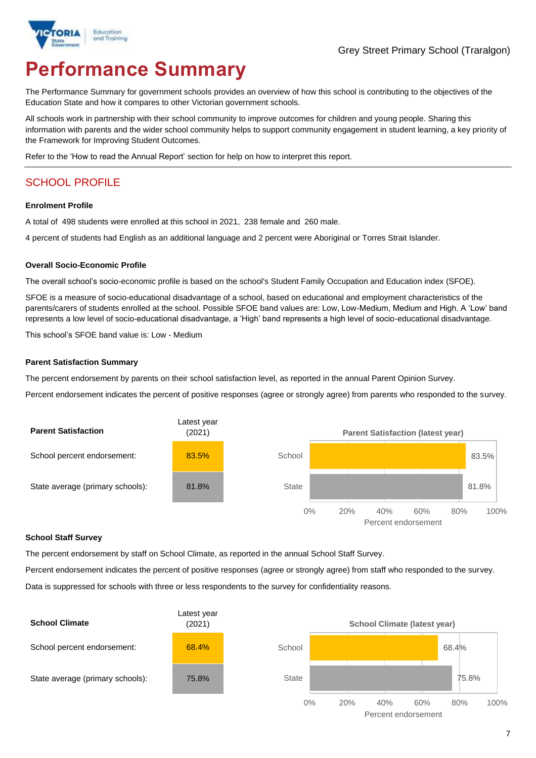# Performance Summary

The Performance Summary for government schools provides an overview of how this school is contributing to the objectives of the Education State and how it compares to other Victorian government schools.

All schools work in partnership with their school community to improve outcomes for children and young people. Sharing this information with parents and the wider school community helps to support community engagement in student learning, a key priority of the Framework for Improving Student Outcomes.

Refer to the 'How to read the Annual Report' section for help on how to interpret this report.

## SCHOOL PROFILE

### Enrolment Profile

A total of 498 students were enrolled at this school in 2021, 238 female and 260 male.

4 percent of students had English as an additional language and 2 percent were Aboriginal or Torres Strait Islander.

### Overall Socio-Economic Profile

The overall school's socio-economic profile is based on the school's Student Family Occupation and Education index (SFOE).

SFOE is a measure of socio-educational disadvantage of a school, based on educational and employment characteristics of the parents/carers of students enrolled at the school. Possible SFOE band values are: Low, Low-Medium, Medium and High. A 'Low' band represents a low level of socio-educational disadvantage, a 'High' band represents a high level of socio-educational disadvantage.

This school's SFOE band value is: Low - Medium

### Parent Satisfaction Summary

The percent endorsement by parents on their school satisfaction level, as reported in the annual Parent Opinion Survey.

Percent endorsement indicates the percent of positive responses (agree or strongly agree) from parents who responded to the survey.

| Parent Satisfaction | Latest year (2021) |
|---|---|
| School percent endorsement: | 83.5% |
| State average (primary schools): | 81.8% |

**Parent Satisfaction (latest year)**

| | Percent endorsement |
|---|---|
| School | 83.5% |
| State | 81.8% |

### School Staff Survey

The percent endorsement by staff on School Climate, as reported in the annual School Staff Survey.

Percent endorsement indicates the percent of positive responses (agree or strongly agree) from staff who responded to the survey.

Data is suppressed for schools with three or less respondents to the survey for confidentiality reasons.

| School Climate | Latest year (2021) |
|---|---|
| School percent endorsement: | 68.4% |
| State average (primary schools): | 75.8% |

**School Climate (latest year)**

| | Percent endorsement |
|---|---|
| School | 68.4% |
| State | 75.8% |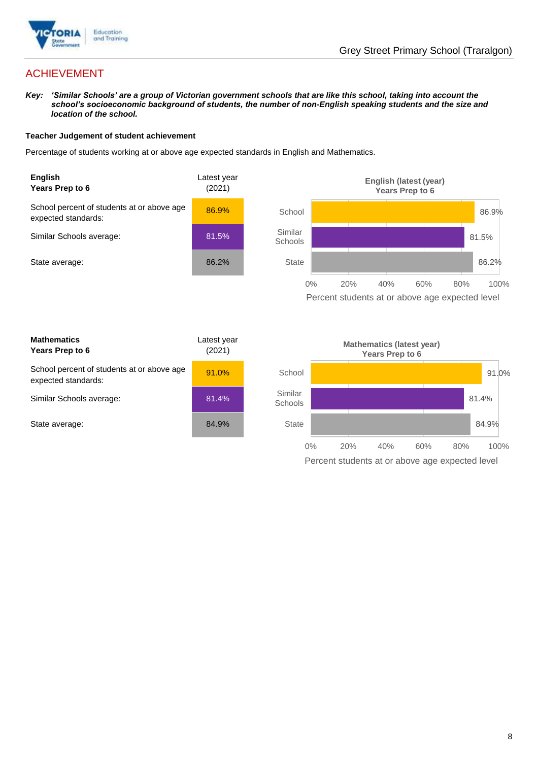## ACHIEVEMENT

***Key:*** ***'Similar Schools' are a group of Victorian government schools that are like this school, taking into account the school's socioeconomic background of students, the number of non-English speaking students and the size and location of the school.***

**Teacher Judgement of student achievement**

Percentage of students working at or above age expected standards in English and Mathematics.

| **English Years Prep to 6** | Latest year (2021) |
|---|---|
| School percent of students at or above age expected standards: | 86.9% |
| Similar Schools average: | 81.5% |
| State average: | 86.2% |

**English (latest (year) Years Prep to 6**

| | Percent students at or above age expected level |
|---|---|
| School | 86.9% |
| Similar Schools | 81.5% |
| State | 86.2% |

| **Mathematics Years Prep to 6** | Latest year (2021) |
|---|---|
| School percent of students at or above age expected standards: | 91.0% |
| Similar Schools average: | 81.4% |
| State average: | 84.9% |

**Mathematics (latest year) Years Prep to 6**

| | Percent students at or above age expected level |
|---|---|
| School | 91.0% |
| Similar Schools | 81.4% |
| State | 84.9% |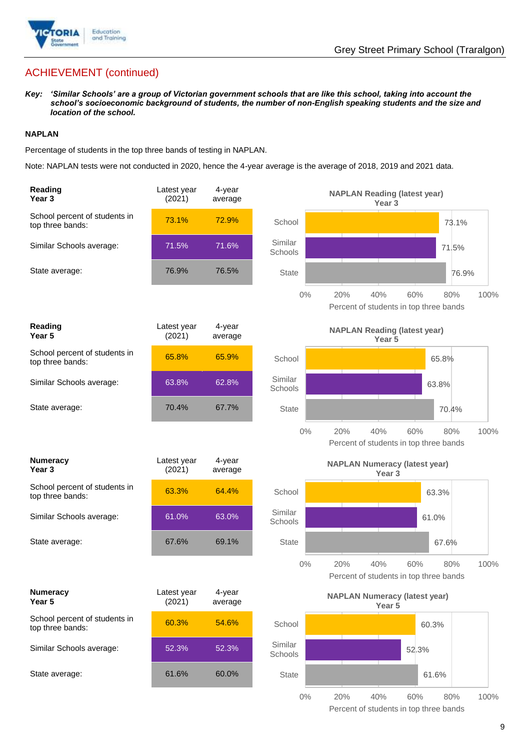## ACHIEVEMENT (continued)

***Key:*** ***'Similar Schools' are a group of Victorian government schools that are like this school, taking into account the school's socioeconomic background of students, the number of non-English speaking students and the size and location of the school.***

**NAPLAN**

Percentage of students in the top three bands of testing in NAPLAN.

Note: NAPLAN tests were not conducted in 2020, hence the 4-year average is the average of 2018, 2019 and 2021 data.

| **Reading Year 3** | Latest year (2021) | 4-year average |
|---|---|---|
| School percent of students in top three bands: | 73.1% | 72.9% |
| Similar Schools average: | 71.5% | 71.6% |
| State average: | 76.9% | 76.5% |

**NAPLAN Reading (latest year) Year 3**

| | Percent of students in top three bands |
|---|---|
| School | 73.1% |
| Similar Schools | 71.5% |
| State | 76.9% |

| **Reading Year 5** | Latest year (2021) | 4-year average |
|---|---|---|
| School percent of students in top three bands: | 65.8% | 65.9% |
| Similar Schools average: | 63.8% | 62.8% |
| State average: | 70.4% | 67.7% |

**NAPLAN Reading (latest year) Year 5**

| | Percent of students in top three bands |
|---|---|
| School | 65.8% |
| Similar Schools | 63.8% |
| State | 70.4% |

| **Numeracy Year 3** | Latest year (2021) | 4-year average |
|---|---|---|
| School percent of students in top three bands: | 63.3% | 64.4% |
| Similar Schools average: | 61.0% | 63.0% |
| State average: | 67.6% | 69.1% |

**NAPLAN Numeracy (latest year) Year 3**

| | Percent of students in top three bands |
|---|---|
| School | 63.3% |
| Similar Schools | 61.0% |
| State | 67.6% |

| **Numeracy Year 5** | Latest year (2021) | 4-year average |
|---|---|---|
| School percent of students in top three bands: | 60.3% | 54.6% |
| Similar Schools average: | 52.3% | 52.3% |
| State average: | 61.6% | 60.0% |

**NAPLAN Numeracy (latest year) Year 5**

| | Percent of students in top three bands |
|---|---|
| School | 60.3% |
| Similar Schools | 52.3% |
| State | 61.6% |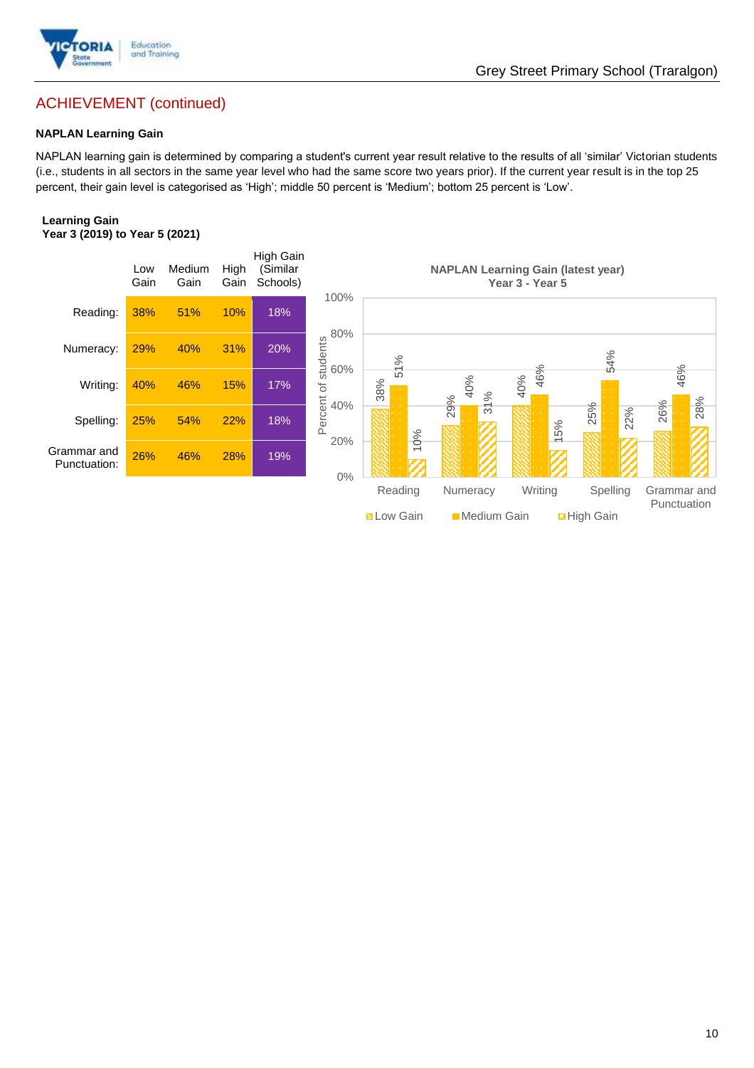## ACHIEVEMENT (continued)

### NAPLAN Learning Gain

NAPLAN learning gain is determined by comparing a student's current year result relative to the results of all 'similar' Victorian students (i.e., students in all sectors in the same year level who had the same score two years prior). If the current year result is in the top 25 percent, their gain level is categorised as 'High'; middle 50 percent is 'Medium'; bottom 25 percent is 'Low'.

**Learning Gain**
**Year 3 (2019) to Year 5 (2021)**

| | Low Gain | Medium Gain | High Gain | High Gain (Similar Schools) |
|---|---|---|---|---|
| Reading: | 38% | 51% | 10% | 18% |
| Numeracy: | 29% | 40% | 31% | 20% |
| Writing: | 40% | 46% | 15% | 17% |
| Spelling: | 25% | 54% | 22% | 18% |
| Grammar and Punctuation: | 26% | 46% | 28% | 19% |

**NAPLAN Learning Gain (latest year)**
**Year 3 - Year 5**

| | Low Gain | Medium Gain | High Gain |
|---|---|---|---|
| Reading | 38% | 51% | 10% |
| Numeracy | 29% | 40% | 31% |
| Writing | 40% | 46% | 15% |
| Spelling | 25% | 54% | 22% |
| Grammar and Punctuation | 26% | 46% | 28% |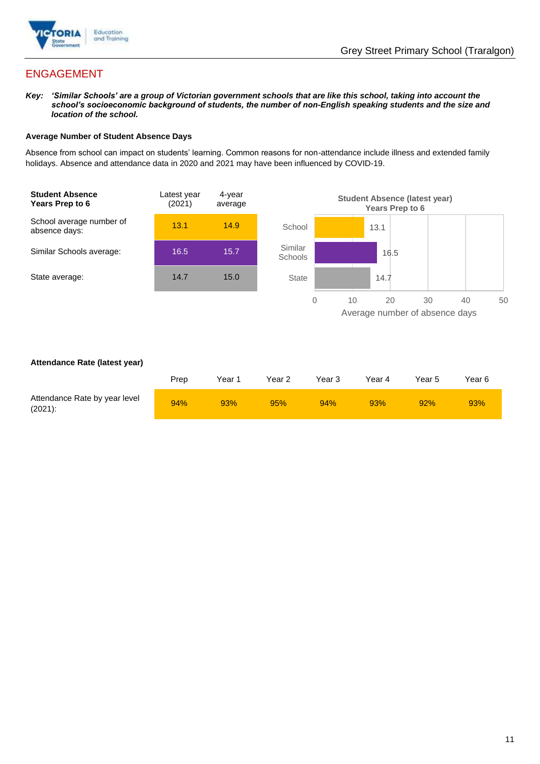## ENGAGEMENT

***Key:*** ***'Similar Schools' are a group of Victorian government schools that are like this school, taking into account the school's socioeconomic background of students, the number of non-English speaking students and the size and location of the school.***

#### Average Number of Student Absence Days

Absence from school can impact on students' learning. Common reasons for non-attendance include illness and extended family holidays. Absence and attendance data in 2020 and 2021 may have been influenced by COVID-19.

| **Student Absence Years Prep to 6** | Latest year (2021) | 4-year average |
|---|---|---|
| School average number of absence days: | 13.1 | 14.9 |
| Similar Schools average: | 16.5 | 15.7 |
| State average: | 14.7 | 15.0 |

**Student Absence (latest year) Years Prep to 6**

| | Average number of absence days |
|---|---|
| School | 13.1 |
| Similar Schools | 16.5 |
| State | 14.7 |

#### Attendance Rate (latest year)

| | Prep | Year 1 | Year 2 | Year 3 | Year 4 | Year 5 | Year 6 |
|---|---|---|---|---|---|---|---|
| Attendance Rate by year level (2021): | 94% | 93% | 95% | 94% | 93% | 92% | 93% |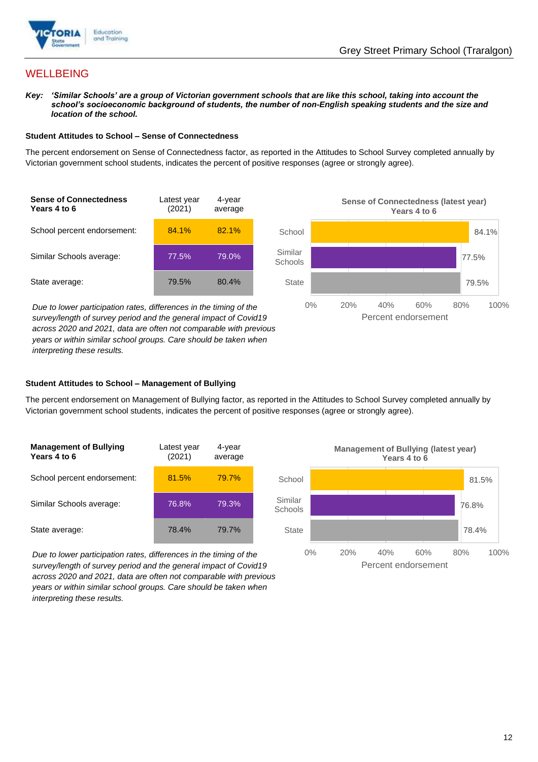# WELLBEING

***Key:** 'Similar Schools' are a group of Victorian government schools that are like this school, taking into account the school's socioeconomic background of students, the number of non-English speaking students and the size and location of the school.*

### Student Attitudes to School – Sense of Connectedness

The percent endorsement on Sense of Connectedness factor, as reported in the Attitudes to School Survey completed annually by Victorian government school students, indicates the percent of positive responses (agree or strongly agree).

| Sense of Connectedness Years 4 to 6 | Latest year (2021) | 4-year average |
|---|---|---|
| School percent endorsement: | 84.1% | 82.1% |
| Similar Schools average: | 77.5% | 79.0% |
| State average: | 79.5% | 80.4% |

*Due to lower participation rates, differences in the timing of the survey/length of survey period and the general impact of Covid19 across 2020 and 2021, data are often not comparable with previous years or within similar school groups. Care should be taken when interpreting these results.*

**Sense of Connectedness (latest year) Years 4 to 6**

| | Percent endorsement |
|---|---|
| School | 84.1% |
| Similar Schools | 77.5% |
| State | 79.5% |

### Student Attitudes to School – Management of Bullying

The percent endorsement on Management of Bullying factor, as reported in the Attitudes to School Survey completed annually by Victorian government school students, indicates the percent of positive responses (agree or strongly agree).

| Management of Bullying Years 4 to 6 | Latest year (2021) | 4-year average |
|---|---|---|
| School percent endorsement: | 81.5% | 79.7% |
| Similar Schools average: | 76.8% | 79.3% |
| State average: | 78.4% | 79.7% |

*Due to lower participation rates, differences in the timing of the survey/length of survey period and the general impact of Covid19 across 2020 and 2021, data are often not comparable with previous years or within similar school groups. Care should be taken when interpreting these results.*

**Management of Bullying (latest year) Years 4 to 6**

| | Percent endorsement |
|---|---|
| School | 81.5% |
| Similar Schools | 76.8% |
| State | 78.4% |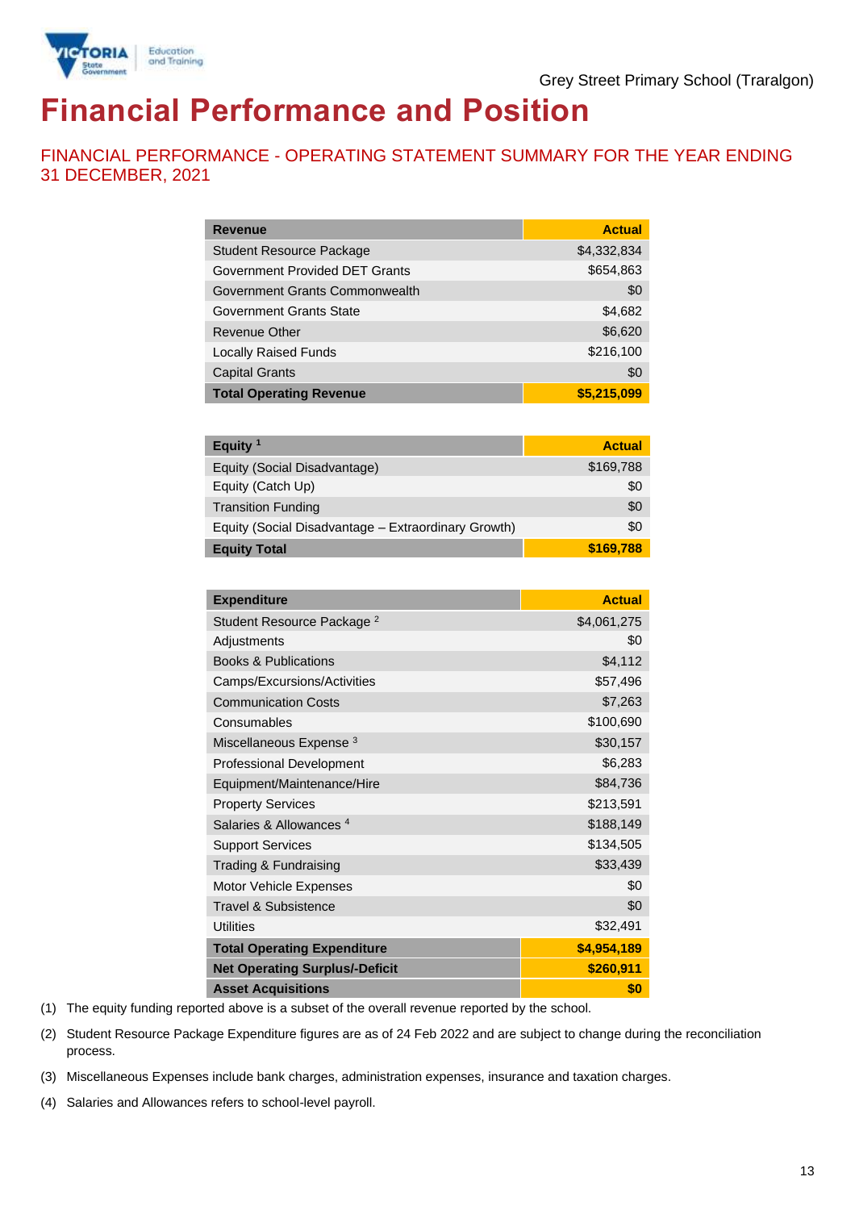Grey Street Primary School (Traralgon)

# Financial Performance and Position

## FINANCIAL PERFORMANCE - OPERATING STATEMENT SUMMARY FOR THE YEAR ENDING 31 DECEMBER, 2021

| Revenue | Actual |
|---|---|
| Student Resource Package | $4,332,834 |
| Government Provided DET Grants | $654,863 |
| Government Grants Commonwealth | $0 |
| Government Grants State | $4,682 |
| Revenue Other | $6,620 |
| Locally Raised Funds | $216,100 |
| Capital Grants | $0 |
| **Total Operating Revenue** | **$5,215,099** |

| Equity [1] | Actual |
|---|---|
| Equity (Social Disadvantage) | $169,788 |
| Equity (Catch Up) | $0 |
| Transition Funding | $0 |
| Equity (Social Disadvantage – Extraordinary Growth) | $0 |
| **Equity Total** | **$169,788** |

| Expenditure | Actual |
|---|---|
| Student Resource Package [2] | $4,061,275 |
| Adjustments | $0 |
| Books & Publications | $4,112 |
| Camps/Excursions/Activities | $57,496 |
| Communication Costs | $7,263 |
| Consumables | $100,690 |
| Miscellaneous Expense [3] | $30,157 |
| Professional Development | $6,283 |
| Equipment/Maintenance/Hire | $84,736 |
| Property Services | $213,591 |
| Salaries & Allowances [4] | $188,149 |
| Support Services | $134,505 |
| Trading & Fundraising | $33,439 |
| Motor Vehicle Expenses | $0 |
| Travel & Subsistence | $0 |
| Utilities | $32,491 |
| **Total Operating Expenditure** | **$4,954,189** |
| **Net Operating Surplus/-Deficit** | **$260,911** |
| **Asset Acquisitions** | **$0** |

(1) The equity funding reported above is a subset of the overall revenue reported by the school.

(2) Student Resource Package Expenditure figures are as of 24 Feb 2022 and are subject to change during the reconciliation process.

(3) Miscellaneous Expenses include bank charges, administration expenses, insurance and taxation charges.

(4) Salaries and Allowances refers to school-level payroll.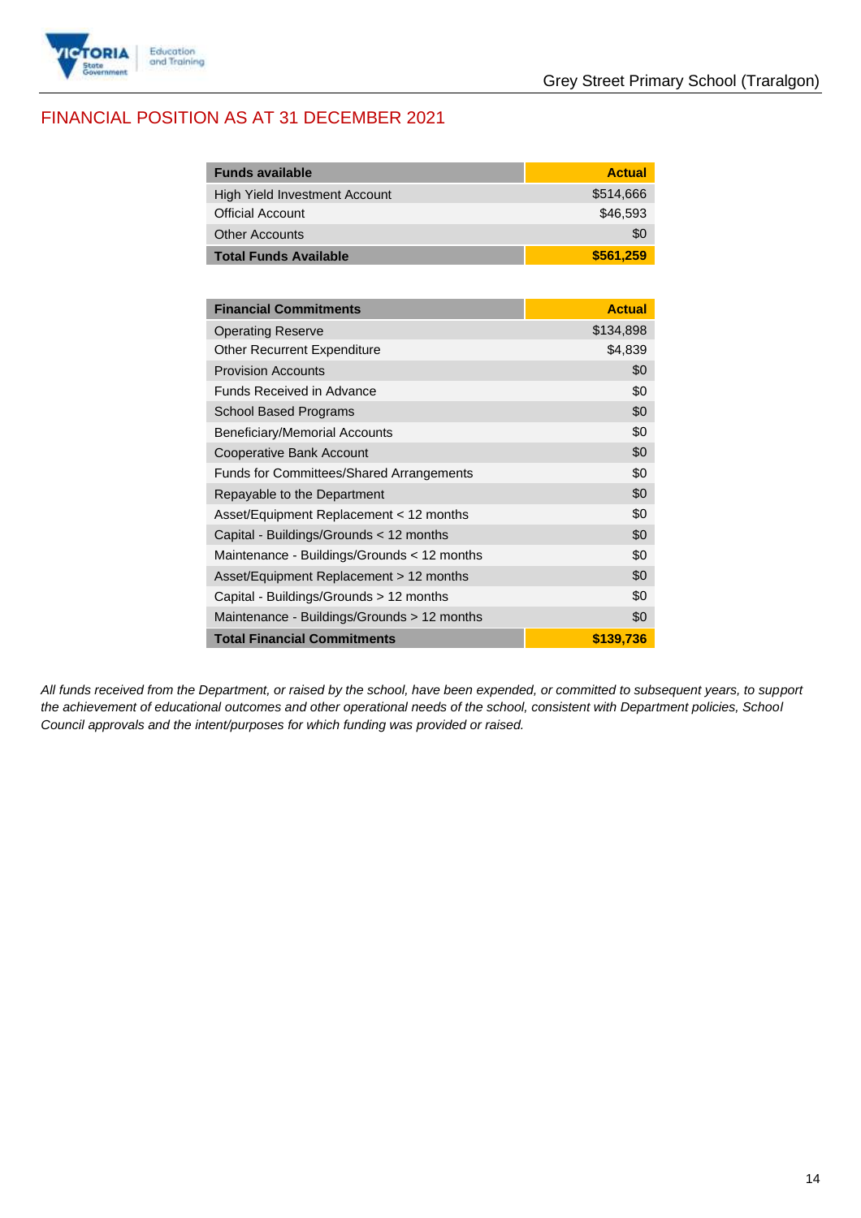# FINANCIAL POSITION AS AT 31 DECEMBER 2021

| Funds available | Actual |
|---|---|
| High Yield Investment Account | $514,666 |
| Official Account | $46,593 |
| Other Accounts | $0 |
| **Total Funds Available** | **$561,259** |

| Financial Commitments | Actual |
|---|---|
| Operating Reserve | $134,898 |
| Other Recurrent Expenditure | $4,839 |
| Provision Accounts | $0 |
| Funds Received in Advance | $0 |
| School Based Programs | $0 |
| Beneficiary/Memorial Accounts | $0 |
| Cooperative Bank Account | $0 |
| Funds for Committees/Shared Arrangements | $0 |
| Repayable to the Department | $0 |
| Asset/Equipment Replacement < 12 months | $0 |
| Capital - Buildings/Grounds < 12 months | $0 |
| Maintenance - Buildings/Grounds < 12 months | $0 |
| Asset/Equipment Replacement > 12 months | $0 |
| Capital - Buildings/Grounds > 12 months | $0 |
| Maintenance - Buildings/Grounds > 12 months | $0 |
| **Total Financial Commitments** | **$139,736** |

*All funds received from the Department, or raised by the school, have been expended, or committed to subsequent years, to support the achievement of educational outcomes and other operational needs of the school, consistent with Department policies, School Council approvals and the intent/purposes for which funding was provided or raised.*